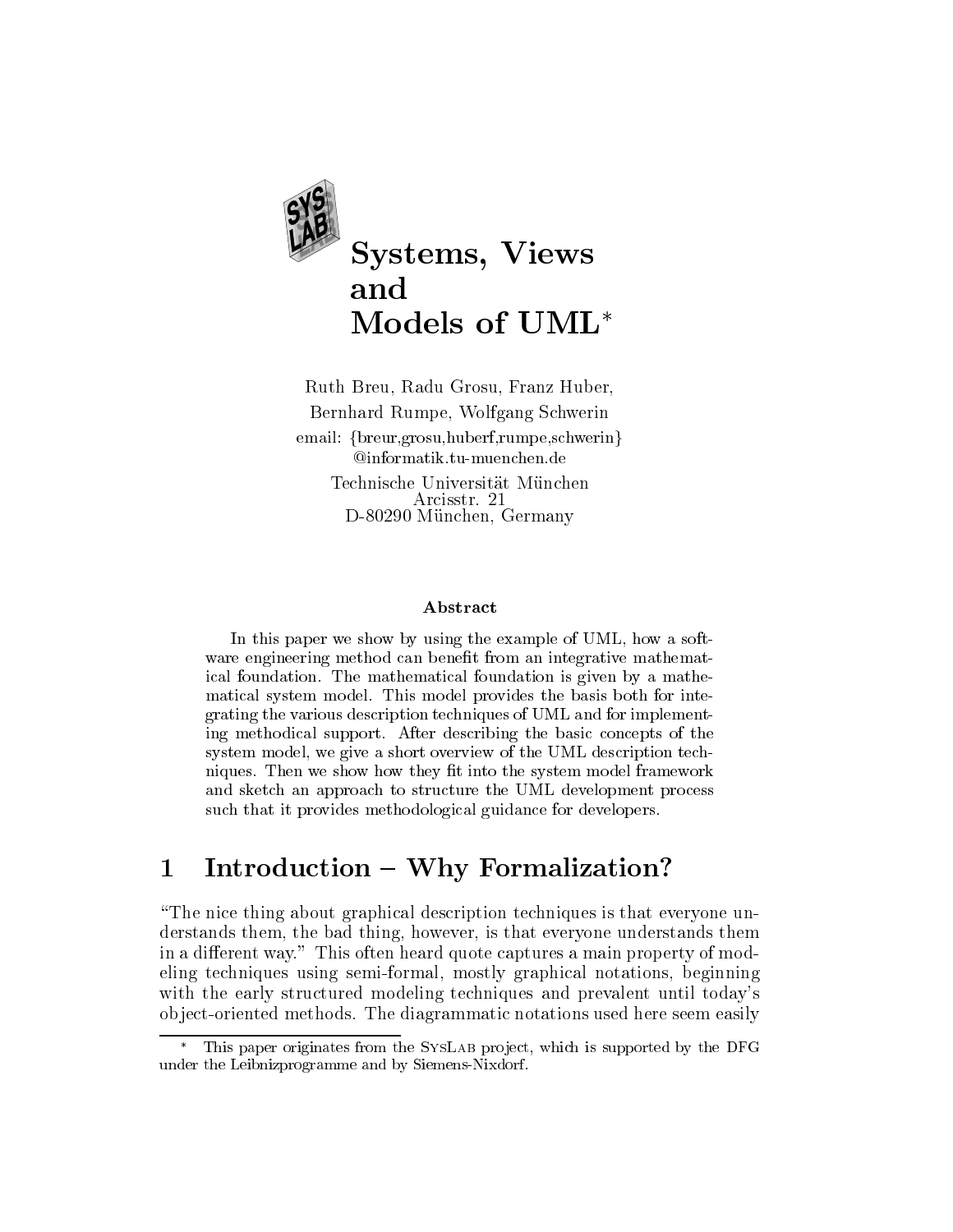# Systems, Views and Models of UML*

Ruth Breu, Radu Grosu, Franz Huber,
Bernhard Rumpe, Wolfgang Schwerin

email: {breur,grosu,huberf,rumpe,schwerin}
@informatik.tu-muenchen.de

Technische Universität München
Arcisstr. 21
D-80290 München, Germany

### Abstract

In this paper we show by using the example of UML, how a software engineering method can benefit from an integrative mathematical foundation. The mathematical foundation is given by a mathematical system model. This model provides the basis both for integrating the various description techniques of UML and for implementing methodical support. After describing the basic concepts of the system model, we give a short overview of the UML description techniques. Then we show how they fit into the system model framework and sketch an approach to structure the UML development process such that it provides methodological guidance for developers.

## 1 Introduction – Why Formalization?

"The nice thing about graphical description techniques is that everyone understands them, the bad thing, however, is that everyone understands them in a different way." This often heard quote captures a main property of modeling techniques using semi-formal, mostly graphical notations, beginning with the early structured modeling techniques and prevalent until today's object-oriented methods. The diagrammatic notations used here seem easily

---

* This paper originates from the SysLab project, which is supported by the DFG under the Leibnizprogramme and by Siemens-Nixdorf.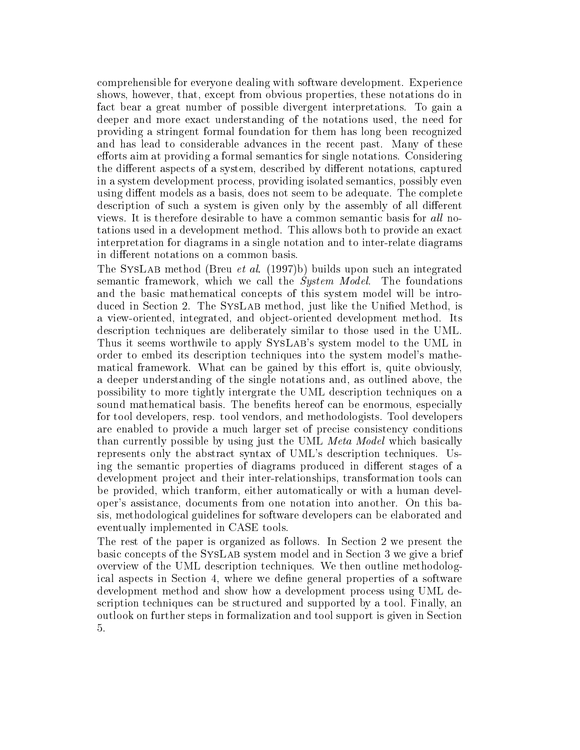comprehensible for everyone dealing with software development. Experience shows, however, that, except from obvious properties, these notations do in fact bear a great number of possible divergent interpretations. To gain a deeper and more exact understanding of the notations used, the need for providing a stringent formal foundation for them has long been recognized and has lead to considerable advances in the recent past. Many of these efforts aim at providing a formal semantics for single notations. Considering the different aspects of a system, described by different notations, captured in a system development process, providing isolated semantics, possibly even using diffent models as a basis, does not seem to be adequate. The complete description of such a system is given only by the assembly of all different views. It is therefore desirable to have a common semantic basis for *all* notations used in a development method. This allows both to provide an exact interpretation for diagrams in a single notation and to inter-relate diagrams in different notations on a common basis.

The SysLab method (Breu *et al.* (1997)b) builds upon such an integrated semantic framework, which we call the *System Model*. The foundations and the basic mathematical concepts of this system model will be introduced in Section 2. The SysLab method, just like the Unified Method, is a view-oriented, integrated, and object-oriented development method. Its description techniques are deliberately similar to those used in the UML. Thus it seems worthwile to apply SysLab's system model to the UML in order to embed its description techniques into the system model's mathematical framework. What can be gained by this effort is, quite obviously, a deeper understanding of the single notations and, as outlined above, the possibility to more tightly intergrate the UML description techniques on a sound mathematical basis. The benefits hereof can be enormous, especially for tool developers, resp. tool vendors, and methodologists. Tool developers are enabled to provide a much larger set of precise consistency conditions than currently possible by using just the UML *Meta Model* which basically represents only the abstract syntax of UML's description techniques. Using the semantic properties of diagrams produced in different stages of a development project and their inter-relationships, transformation tools can be provided, which tranform, either automatically or with a human developer's assistance, documents from one notation into another. On this basis, methodological guidelines for software developers can be elaborated and eventually implemented in CASE tools.

The rest of the paper is organized as follows. In Section 2 we present the basic concepts of the SysLab system model and in Section 3 we give a brief overview of the UML description techniques. We then outline methodological aspects in Section 4, where we define general properties of a software development method and show how a development process using UML description techniques can be structured and supported by a tool. Finally, an outlook on further steps in formalization and tool support is given in Section 5.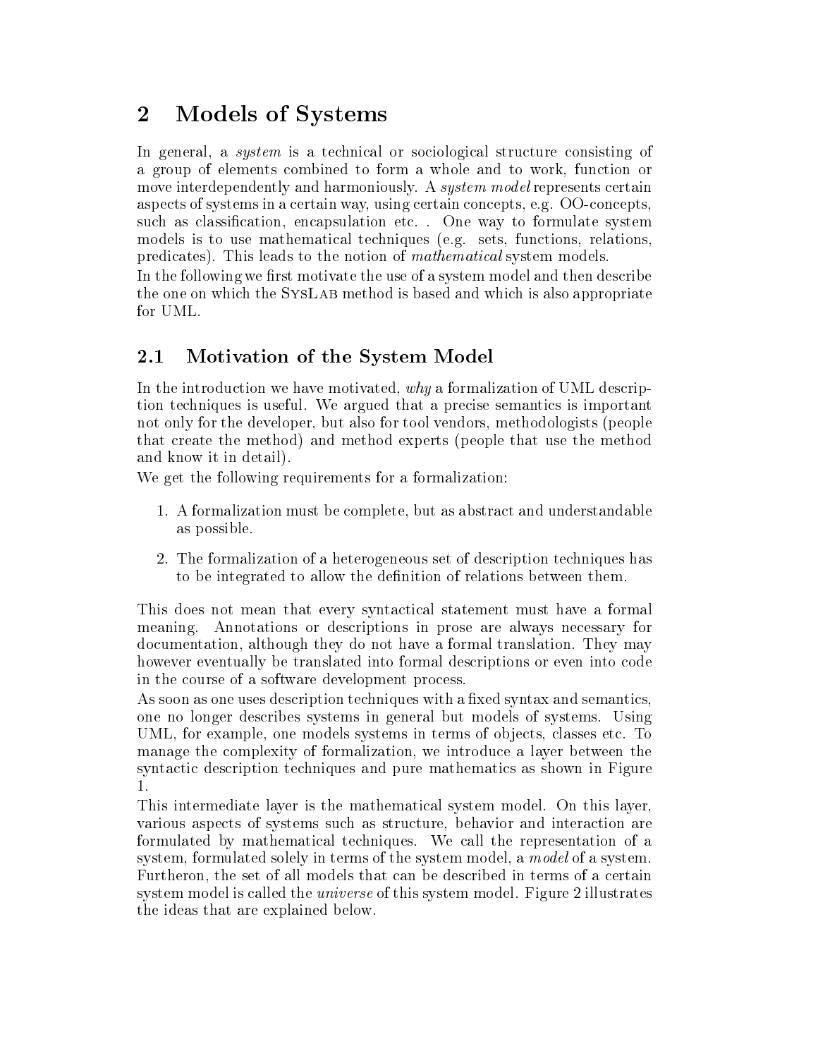# 2 Models of Systems

In general, a *system* is a technical or sociological structure consisting of a group of elements combined to form a whole and to work, function or move interdependently and harmoniously. A *system model* represents certain aspects of systems in a certain way, using certain concepts, e.g. OO-concepts, such as classification, encapsulation etc. . One way to formulate system models is to use mathematical techniques (e.g. sets, functions, relations, predicates). This leads to the notion of *mathematical* system models.

In the following we first motivate the use of a system model and then describe the one on which the SysLab method is based and which is also appropriate for UML.

## 2.1 Motivation of the System Model

In the introduction we have motivated, *why* a formalization of UML description techniques is useful. We argued that a precise semantics is important not only for the developer, but also for tool vendors, methodologists (people that create the method) and method experts (people that use the method and know it in detail).

We get the following requirements for a formalization:

1. A formalization must be complete, but as abstract and understandable as possible.
2. The formalization of a heterogeneous set of description techniques has to be integrated to allow the definition of relations between them.

This does not mean that every syntactical statement must have a formal meaning. Annotations or descriptions in prose are always necessary for documentation, although they do not have a formal translation. They may however eventually be translated into formal descriptions or even into code in the course of a software development process.

As soon as one uses description techniques with a fixed syntax and semantics, one no longer describes systems in general but models of systems. Using UML, for example, one models systems in terms of objects, classes etc. To manage the complexity of formalization, we introduce a layer between the syntactic description techniques and pure mathematics as shown in Figure 1.

This intermediate layer is the mathematical system model. On this layer, various aspects of systems such as structure, behavior and interaction are formulated by mathematical techniques. We call the representation of a system, formulated solely in terms of the system model, a *model* of a system. Furtheron, the set of all models that can be described in terms of a certain system model is called the *universe* of this system model. Figure 2 illustrates the ideas that are explained below.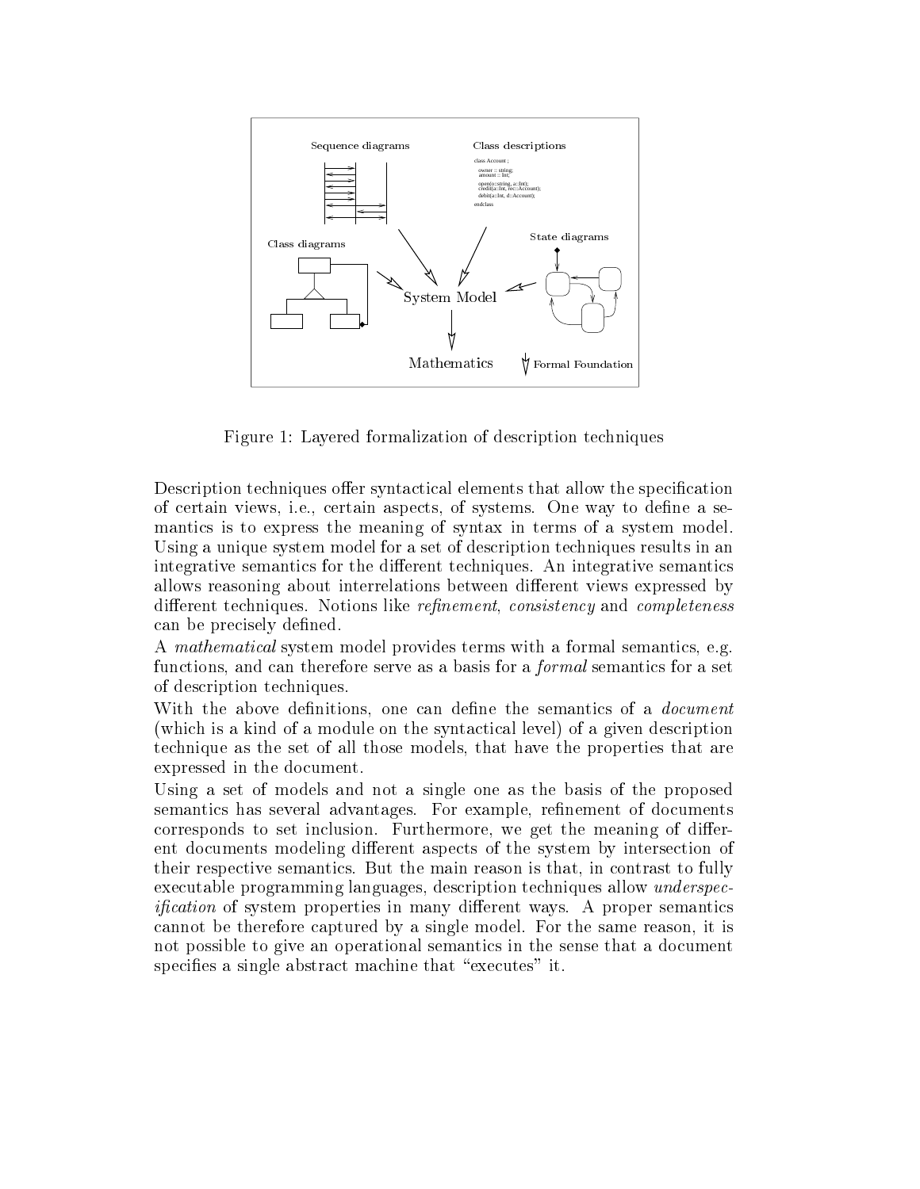Figure 1: Layered formalization of description techniques

Description techniques offer syntactical elements that allow the specification of certain views, i.e., certain aspects, of systems. One way to define a semantics is to express the meaning of syntax in terms of a system model. Using a unique system model for a set of description techniques results in an integrative semantics for the different techniques. An integrative semantics allows reasoning about interrelations between different views expressed by different techniques. Notions like *refinement*, *consistency* and *completeness* can be precisely defined.

A *mathematical* system model provides terms with a formal semantics, e.g. functions, and can therefore serve as a basis for a *formal* semantics for a set of description techniques.

With the above definitions, one can define the semantics of a *document* (which is a kind of a module on the syntactical level) of a given description technique as the set of all those models, that have the properties that are expressed in the document.

Using a set of models and not a single one as the basis of the proposed semantics has several advantages. For example, refinement of documents corresponds to set inclusion. Furthermore, we get the meaning of different documents modeling different aspects of the system by intersection of their respective semantics. But the main reason is that, in contrast to fully executable programming languages, description techniques allow *underspecification* of system properties in many different ways. A proper semantics cannot be therefore captured by a single model. For the same reason, it is not possible to give an operational semantics in the sense that a document specifies a single abstract machine that "executes" it.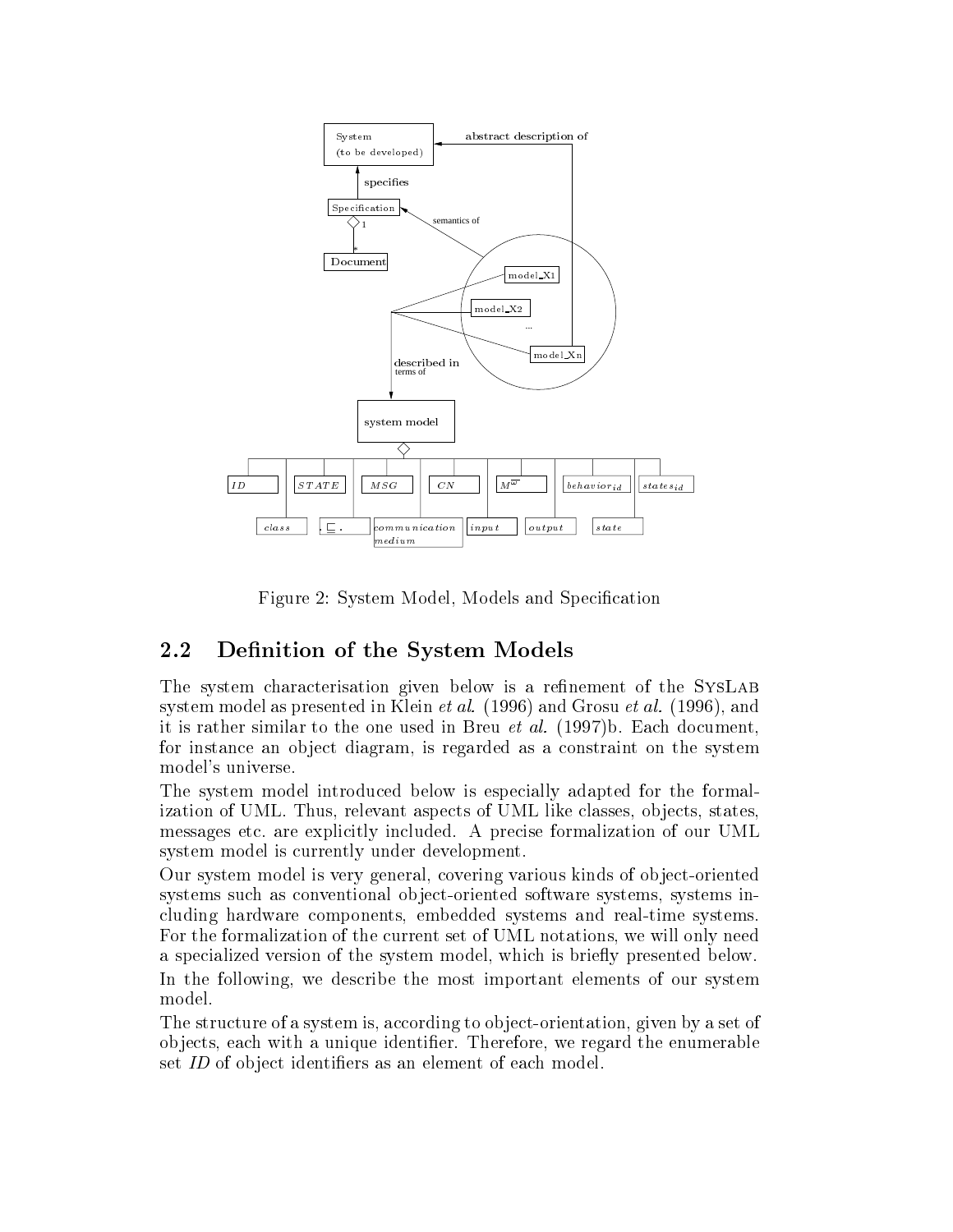Figure 2: System Model, Models and Specification

## 2.2 Definition of the System Models

The system characterisation given below is a refinement of the SysLab system model as presented in Klein *et al.* (1996) and Grosu *et al.* (1996), and it is rather similar to the one used in Breu *et al.* (1997)b. Each document, for instance an object diagram, is regarded as a constraint on the system model's universe.

The system model introduced below is especially adapted for the formalization of UML. Thus, relevant aspects of UML like classes, objects, states, messages etc. are explicitly included. A precise formalization of our UML system model is currently under development.

Our system model is very general, covering various kinds of object-oriented systems such as conventional object-oriented software systems, systems including hardware components, embedded systems and real-time systems. For the formalization of the current set of UML notations, we will only need a specialized version of the system model, which is briefly presented below.

In the following, we describe the most important elements of our system model.

The structure of a system is, according to object-orientation, given by a set of objects, each with a unique identifier. Therefore, we regard the enumerable set *ID* of object identifiers as an element of each model.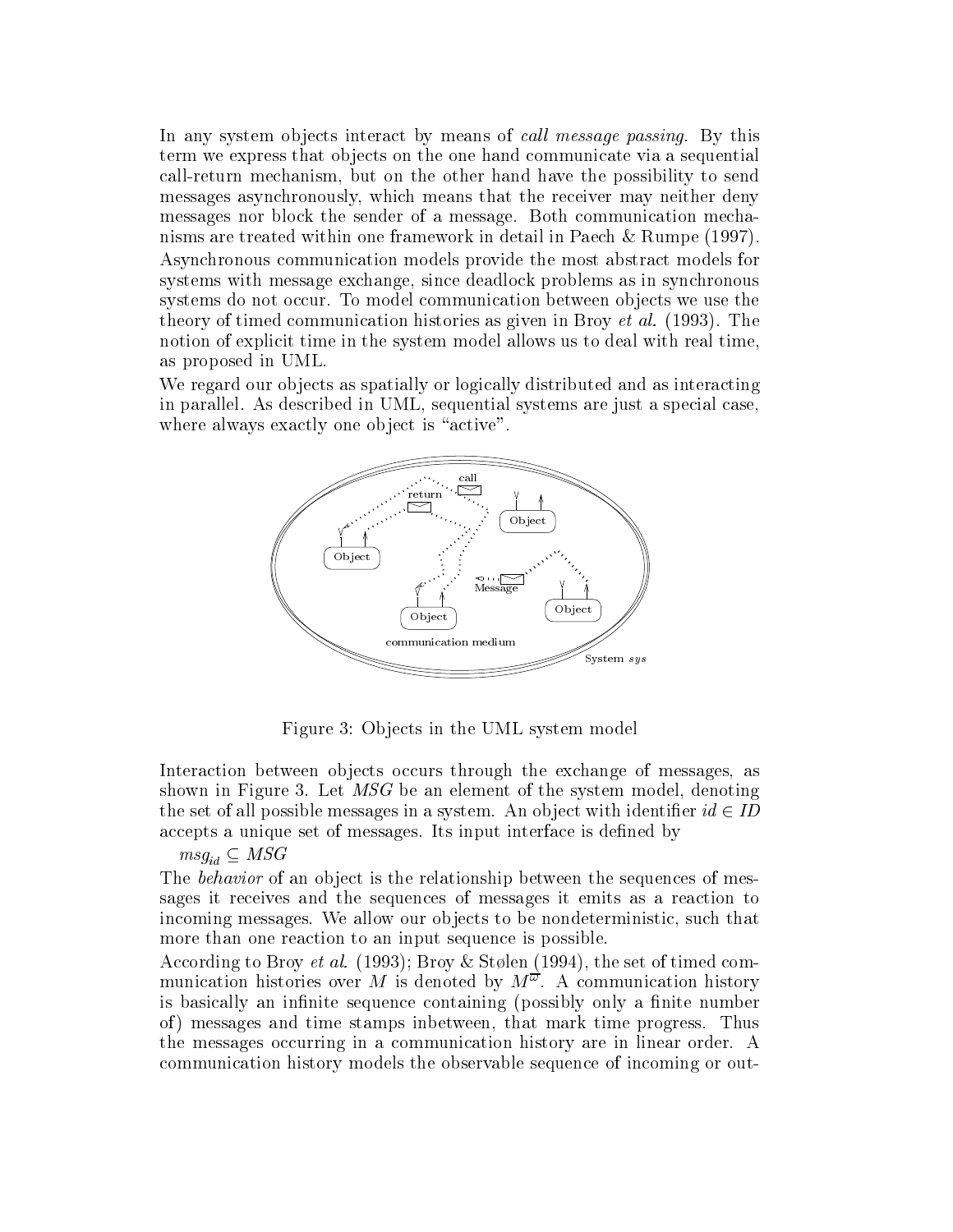In any system objects interact by means of *call message passing*. By this term we express that objects on the one hand communicate via a sequential call-return mechanism, but on the other hand have the possibility to send messages asynchronously, which means that the receiver may neither deny messages nor block the sender of a message. Both communication mechanisms are treated within one framework in detail in Paech & Rumpe (1997).

Asynchronous communication models provide the most abstract models for systems with message exchange, since deadlock problems as in synchronous systems do not occur. To model communication between objects we use the theory of timed communication histories as given in Broy *et al.* (1993). The notion of explicit time in the system model allows us to deal with real time, as proposed in UML.

We regard our objects as spatially or logically distributed and as interacting in parallel. As described in UML, sequential systems are just a special case, where always exactly one object is "active".

Figure 3: Objects in the UML system model

Interaction between objects occurs through the exchange of messages, as shown in Figure 3. Let *MSG* be an element of the system model, denoting the set of all possible messages in a system. An object with identifier $id \in ID$ accepts a unique set of messages. Its input interface is defined by

$msg_{id} \subseteq MSG$

The *behavior* of an object is the relationship between the sequences of messages it receives and the sequences of messages it emits as a reaction to incoming messages. We allow our objects to be nondeterministic, such that more than one reaction to an input sequence is possible.

According to Broy *et al.* (1993); Broy & Stølen (1994), the set of timed communication histories over $M$ is denoted by $M^{\overline{\omega}}$. A communication history is basically an infinite sequence containing (possibly only a finite number of) messages and time stamps inbetween, that mark time progress. Thus the messages occurring in a communication history are in linear order. A communication history models the observable sequence of incoming or out-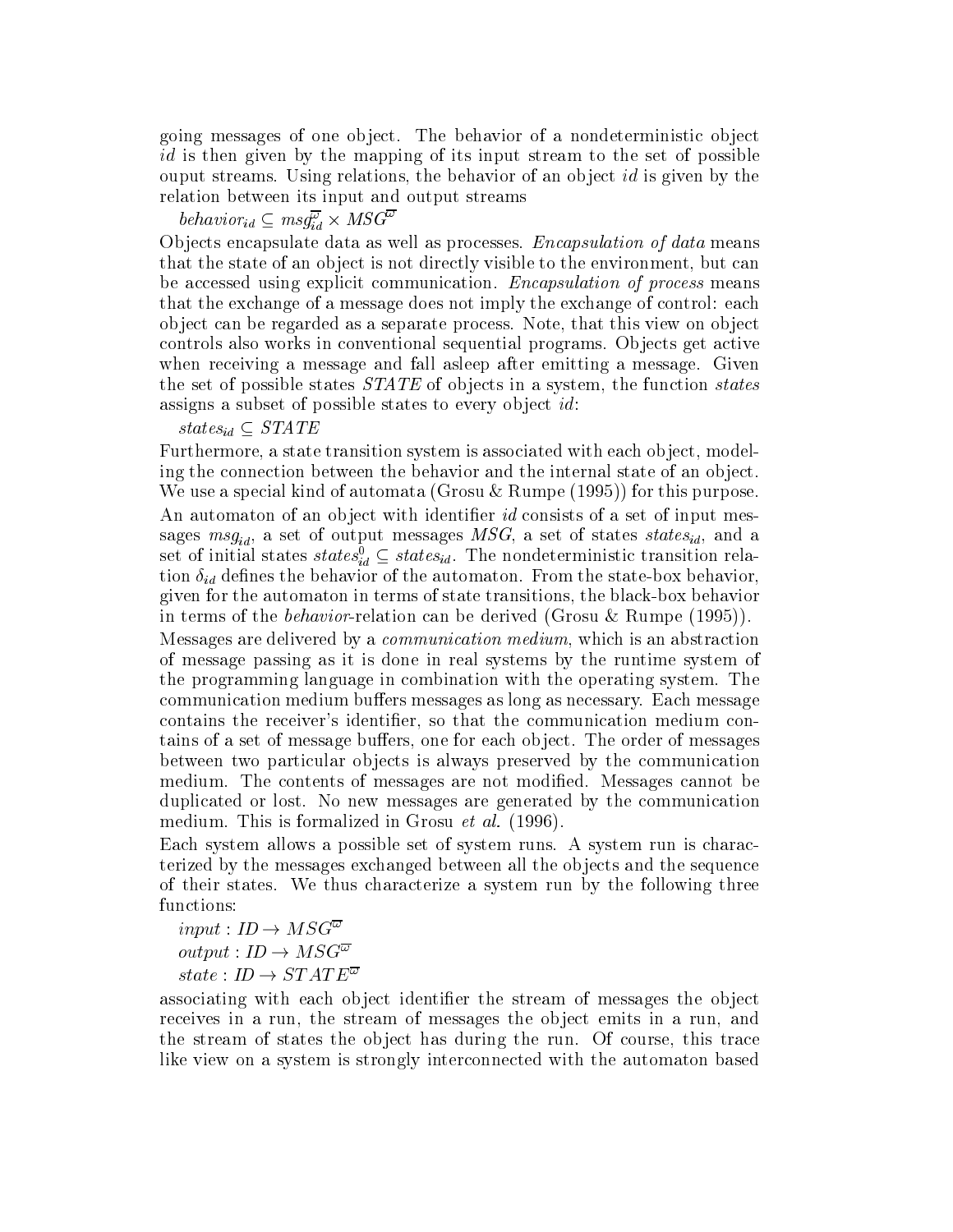going messages of one object. The behavior of a nondeterministic object $id$ is then given by the mapping of its input stream to the set of possible ouput streams. Using relations, the behavior of an object $id$ is given by the relation between its input and output streams

$behavior_{id} \subseteq msg_{id}^{\overline{\omega}} \times MSG^{\overline{\omega}}$

Objects encapsulate data as well as processes. *Encapsulation of data* means that the state of an object is not directly visible to the environment, but can be accessed using explicit communication. *Encapsulation of process* means that the exchange of a message does not imply the exchange of control: each object can be regarded as a separate process. Note, that this view on object controls also works in conventional sequential programs. Objects get active when receiving a message and fall asleep after emitting a message. Given the set of possible states $STATE$ of objects in a system, the function $states$ assigns a subset of possible states to every object $id$:

$states_{id} \subseteq STATE$

Furthermore, a state transition system is associated with each object, modeling the connection between the behavior and the internal state of an object. We use a special kind of automata (Grosu & Rumpe (1995)) for this purpose.

An automaton of an object with identifier $id$ consists of a set of input messages $msg_{id}$, a set of output messages $MSG$, a set of states $states_{id}$, and a set of initial states $states^0_{id} \subseteq states_{id}$. The nondeterministic transition relation $\delta_{id}$ defines the behavior of the automaton. From the state-box behavior, given for the automaton in terms of state transitions, the black-box behavior in terms of the *behavior*-relation can be derived (Grosu & Rumpe (1995)).

Messages are delivered by a *communication medium*, which is an abstraction of message passing as it is done in real systems by the runtime system of the programming language in combination with the operating system. The communication medium buffers messages as long as necessary. Each message contains the receiver's identifier, so that the communication medium contains of a set of message buffers, one for each object. The order of messages between two particular objects is always preserved by the communication medium. The contents of messages are not modified. Messages cannot be duplicated or lost. No new messages are generated by the communication medium. This is formalized in Grosu *et al.* (1996).

Each system allows a possible set of system runs. A system run is characterized by the messages exchanged between all the objects and the sequence of their states. We thus characterize a system run by the following three functions:

$input : ID \rightarrow MSG^{\overline{\omega}}$
$output : ID \rightarrow MSG^{\overline{\omega}}$
$state : ID \rightarrow STATE^{\overline{\omega}}$

associating with each object identifier the stream of messages the object receives in a run, the stream of messages the object emits in a run, and the stream of states the object has during the run. Of course, this trace like view on a system is strongly interconnected with the automaton based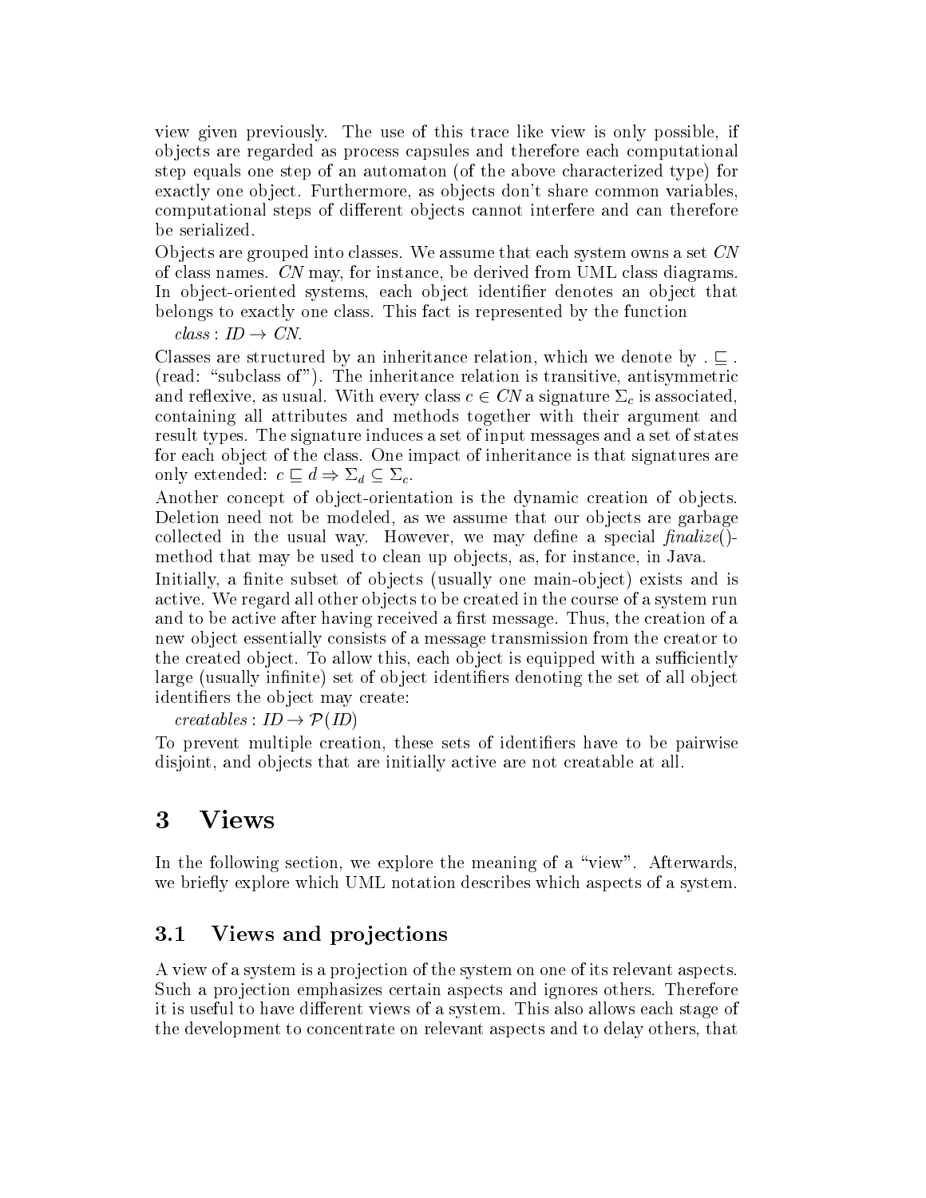view given previously. The use of this trace like view is only possible, if objects are regarded as process capsules and therefore each computational step equals one step of an automaton (of the above characterized type) for exactly one object. Furthermore, as objects don't share common variables, computational steps of different objects cannot interfere and can therefore be serialized.

Objects are grouped into classes. We assume that each system owns a set *CN* of class names. *CN* may, for instance, be derived from UML class diagrams. In object-oriented systems, each object identifier denotes an object that belongs to exactly one class. This fact is represented by the function

$class : ID \to CN$.

Classes are structured by an inheritance relation, which we denote by $. \sqsubseteq .$ (read: "subclass of"). The inheritance relation is transitive, antisymmetric and reflexive, as usual. With every class $c \in CN$ a signature $\Sigma_c$ is associated, containing all attributes and methods together with their argument and result types. The signature induces a set of input messages and a set of states for each object of the class. One impact of inheritance is that signatures are only extended: $c \sqsubseteq d \Rightarrow \Sigma_d \subseteq \Sigma_c$.

Another concept of object-orientation is the dynamic creation of objects. Deletion need not be modeled, as we assume that our objects are garbage collected in the usual way. However, we may define a special *finalize*()-method that may be used to clean up objects, as, for instance, in Java.

Initially, a finite subset of objects (usually one main-object) exists and is active. We regard all other objects to be created in the course of a system run and to be active after having received a first message. Thus, the creation of a new object essentially consists of a message transmission from the creator to the created object. To allow this, each object is equipped with a sufficiently large (usually infinite) set of object identifiers denoting the set of all object identifiers the object may create:

$creatables : ID \to \mathcal{P}(ID)$

To prevent multiple creation, these sets of identifiers have to be pairwise disjoint, and objects that are initially active are not creatable at all.

# 3 Views

In the following section, we explore the meaning of a "view". Afterwards, we briefly explore which UML notation describes which aspects of a system.

## 3.1 Views and projections

A view of a system is a projection of the system on one of its relevant aspects. Such a projection emphasizes certain aspects and ignores others. Therefore it is useful to have different views of a system. This also allows each stage of the development to concentrate on relevant aspects and to delay others, that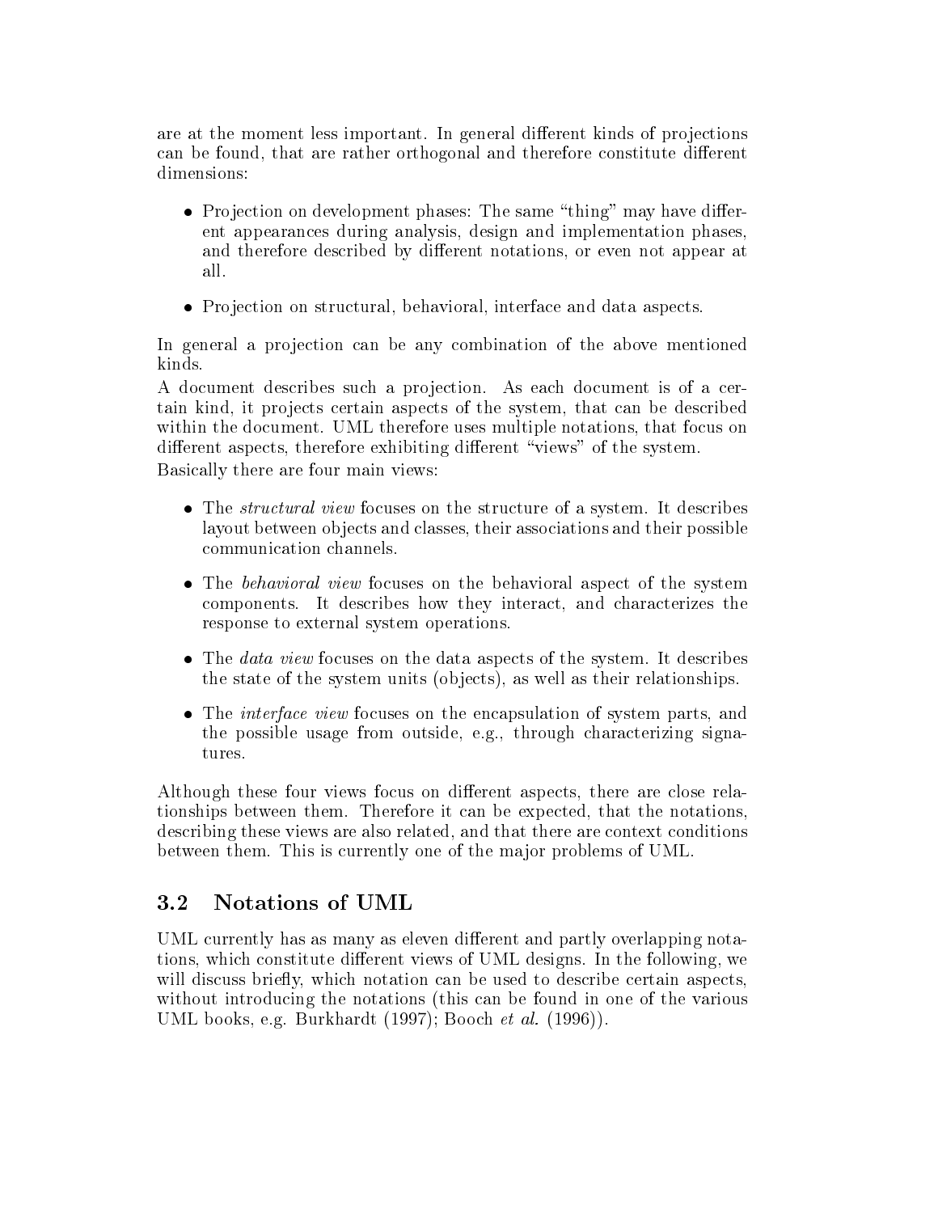are at the moment less important. In general different kinds of projections can be found, that are rather orthogonal and therefore constitute different dimensions:

- Projection on development phases: The same "thing" may have different appearances during analysis, design and implementation phases, and therefore described by different notations, or even not appear at all.
- Projection on structural, behavioral, interface and data aspects.

In general a projection can be any combination of the above mentioned kinds.

A document describes such a projection. As each document is of a certain kind, it projects certain aspects of the system, that can be described within the document. UML therefore uses multiple notations, that focus on different aspects, therefore exhibiting different "views" of the system.

Basically there are four main views:

- The *structural view* focuses on the structure of a system. It describes layout between objects and classes, their associations and their possible communication channels.
- The *behavioral view* focuses on the behavioral aspect of the system components. It describes how they interact, and characterizes the response to external system operations.
- The *data view* focuses on the data aspects of the system. It describes the state of the system units (objects), as well as their relationships.
- The *interface view* focuses on the encapsulation of system parts, and the possible usage from outside, e.g., through characterizing signatures.

Although these four views focus on different aspects, there are close relationships between them. Therefore it can be expected, that the notations, describing these views are also related, and that there are context conditions between them. This is currently one of the major problems of UML.

## 3.2 Notations of UML

UML currently has as many as eleven different and partly overlapping notations, which constitute different views of UML designs. In the following, we will discuss briefly, which notation can be used to describe certain aspects, without introducing the notations (this can be found in one of the various UML books, e.g. Burkhardt (1997); Booch *et al.* (1996)).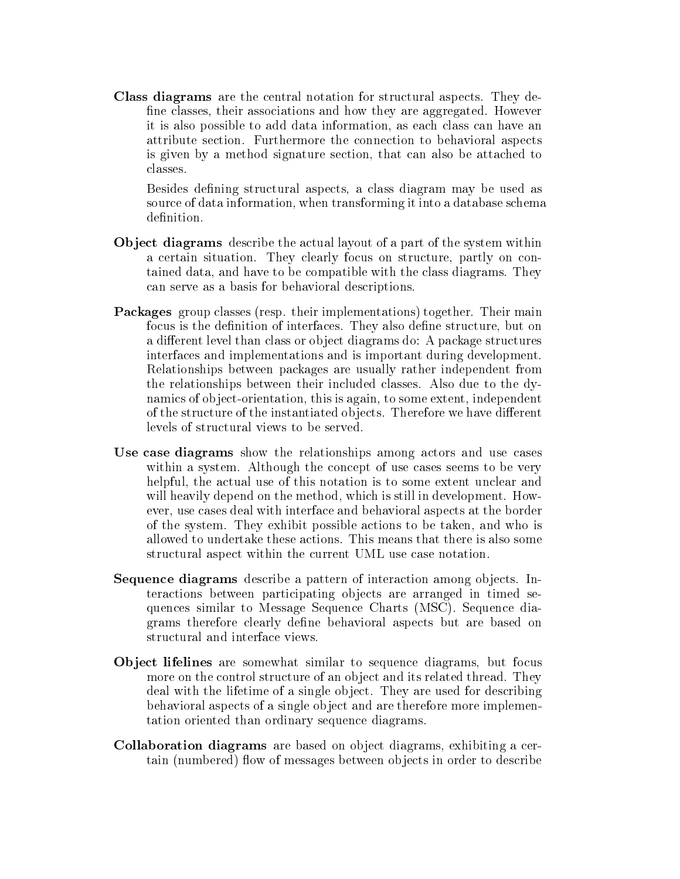**Class diagrams** are the central notation for structural aspects. They define classes, their associations and how they are aggregated. However it is also possible to add data information, as each class can have an attribute section. Furthermore the connection to behavioral aspects is given by a method signature section, that can also be attached to classes.

Besides defining structural aspects, a class diagram may be used as source of data information, when transforming it into a database schema definition.

**Object diagrams** describe the actual layout of a part of the system within a certain situation. They clearly focus on structure, partly on contained data, and have to be compatible with the class diagrams. They can serve as a basis for behavioral descriptions.

**Packages** group classes (resp. their implementations) together. Their main focus is the definition of interfaces. They also define structure, but on a different level than class or object diagrams do: A package structures interfaces and implementations and is important during development. Relationships between packages are usually rather independent from the relationships between their included classes. Also due to the dynamics of object-orientation, this is again, to some extent, independent of the structure of the instantiated objects. Therefore we have different levels of structural views to be served.

**Use case diagrams** show the relationships among actors and use cases within a system. Although the concept of use cases seems to be very helpful, the actual use of this notation is to some extent unclear and will heavily depend on the method, which is still in development. However, use cases deal with interface and behavioral aspects at the border of the system. They exhibit possible actions to be taken, and who is allowed to undertake these actions. This means that there is also some structural aspect within the current UML use case notation.

**Sequence diagrams** describe a pattern of interaction among objects. Interactions between participating objects are arranged in timed sequences similar to Message Sequence Charts (MSC). Sequence diagrams therefore clearly define behavioral aspects but are based on structural and interface views.

**Object lifelines** are somewhat similar to sequence diagrams, but focus more on the control structure of an object and its related thread. They deal with the lifetime of a single object. They are used for describing behavioral aspects of a single object and are therefore more implementation oriented than ordinary sequence diagrams.

**Collaboration diagrams** are based on object diagrams, exhibiting a certain (numbered) flow of messages between objects in order to describe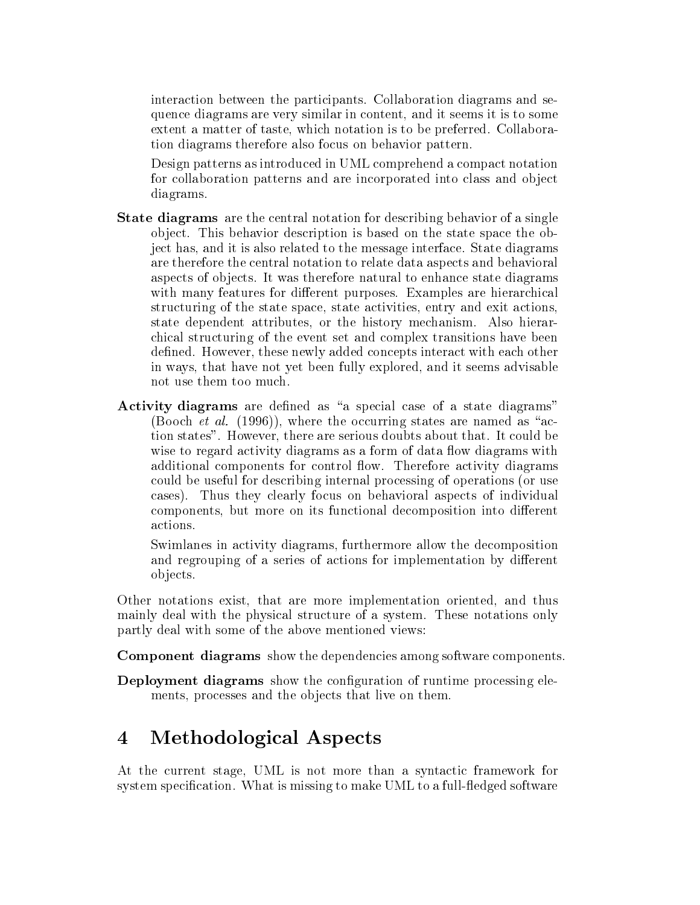interaction between the participants. Collaboration diagrams and sequence diagrams are very similar in content, and it seems it is to some extent a matter of taste, which notation is to be preferred. Collaboration diagrams therefore also focus on behavior pattern.

Design patterns as introduced in UML comprehend a compact notation for collaboration patterns and are incorporated into class and object diagrams.

**State diagrams** are the central notation for describing behavior of a single object. This behavior description is based on the state space the object has, and it is also related to the message interface. State diagrams are therefore the central notation to relate data aspects and behavioral aspects of objects. It was therefore natural to enhance state diagrams with many features for different purposes. Examples are hierarchical structuring of the state space, state activities, entry and exit actions, state dependent attributes, or the history mechanism. Also hierarchical structuring of the event set and complex transitions have been defined. However, these newly added concepts interact with each other in ways, that have not yet been fully explored, and it seems advisable not use them too much.

**Activity diagrams** are defined as "a special case of a state diagrams" (Booch *et al.* (1996)), where the occurring states are named as "action states". However, there are serious doubts about that. It could be wise to regard activity diagrams as a form of data flow diagrams with additional components for control flow. Therefore activity diagrams could be useful for describing internal processing of operations (or use cases). Thus they clearly focus on behavioral aspects of individual components, but more on its functional decomposition into different actions.

Swimlanes in activity diagrams, furthermore allow the decomposition and regrouping of a series of actions for implementation by different objects.

Other notations exist, that are more implementation oriented, and thus mainly deal with the physical structure of a system. These notations only partly deal with some of the above mentioned views:

**Component diagrams** show the dependencies among software components.

**Deployment diagrams** show the configuration of runtime processing elements, processes and the objects that live on them.

# 4 Methodological Aspects

At the current stage, UML is not more than a syntactic framework for system specification. What is missing to make UML to a full-fledged software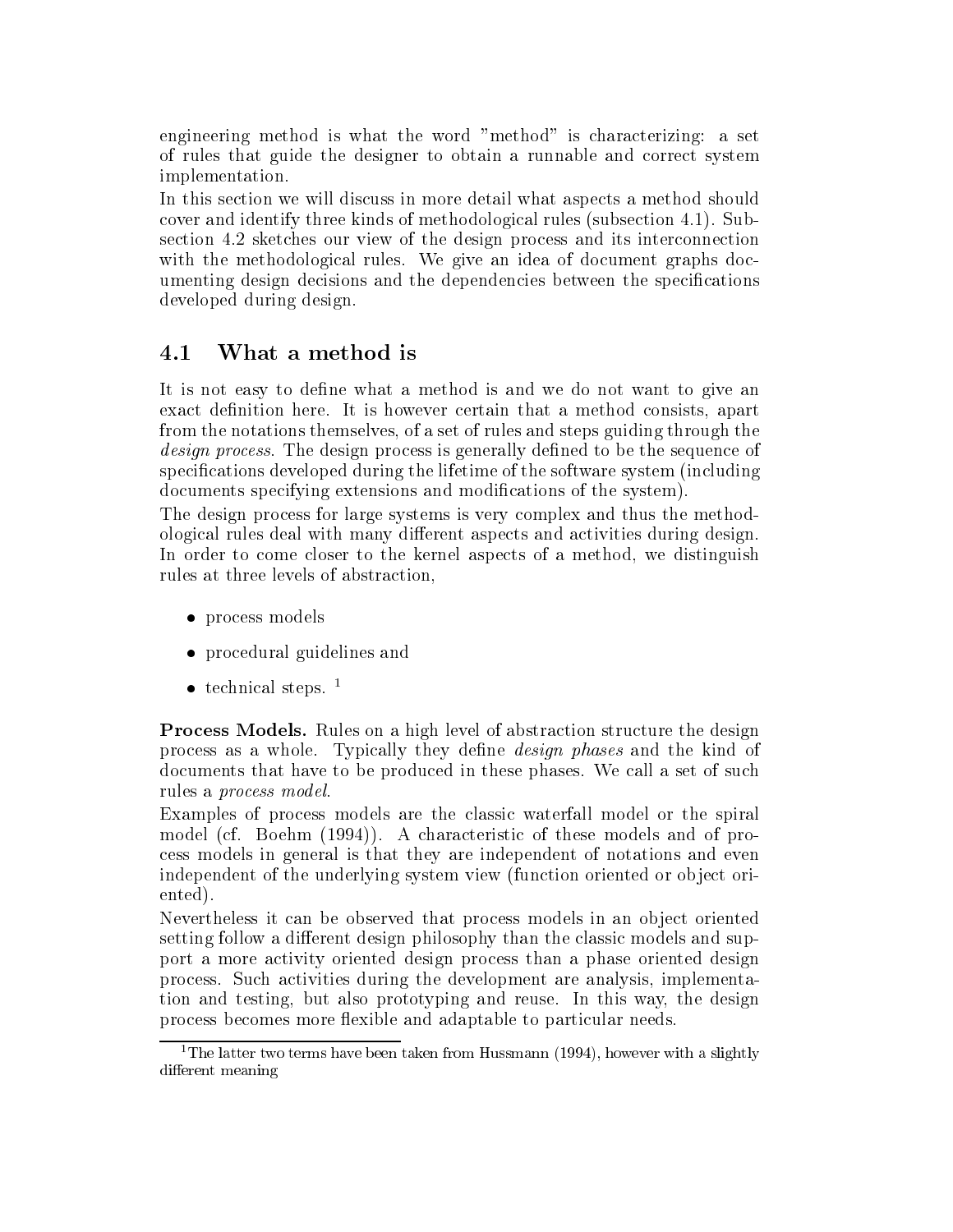engineering method is what the word "method" is characterizing: a set of rules that guide the designer to obtain a runnable and correct system implementation.

In this section we will discuss in more detail what aspects a method should cover and identify three kinds of methodological rules (subsection 4.1). Subsection 4.2 sketches our view of the design process and its interconnection with the methodological rules. We give an idea of document graphs documenting design decisions and the dependencies between the specifications developed during design.

## 4.1 What a method is

It is not easy to define what a method is and we do not want to give an exact definition here. It is however certain that a method consists, apart from the notations themselves, of a set of rules and steps guiding through the *design process*. The design process is generally defined to be the sequence of specifications developed during the lifetime of the software system (including documents specifying extensions and modifications of the system).

The design process for large systems is very complex and thus the methodological rules deal with many different aspects and activities during design. In order to come closer to the kernel aspects of a method, we distinguish rules at three levels of abstraction,

- process models
- procedural guidelines and
- technical steps. [1]

**Process Models.** Rules on a high level of abstraction structure the design process as a whole. Typically they define *design phases* and the kind of documents that have to be produced in these phases. We call a set of such rules a *process model*.

Examples of process models are the classic waterfall model or the spiral model (cf. Boehm (1994)). A characteristic of these models and of process models in general is that they are independent of notations and even independent of the underlying system view (function oriented or object oriented).

Nevertheless it can be observed that process models in an object oriented setting follow a different design philosophy than the classic models and support a more activity oriented design process than a phase oriented design process. Such activities during the development are analysis, implementation and testing, but also prototyping and reuse. In this way, the design process becomes more flexible and adaptable to particular needs.

---

[1] The latter two terms have been taken from Hussmann (1994), however with a slightly different meaning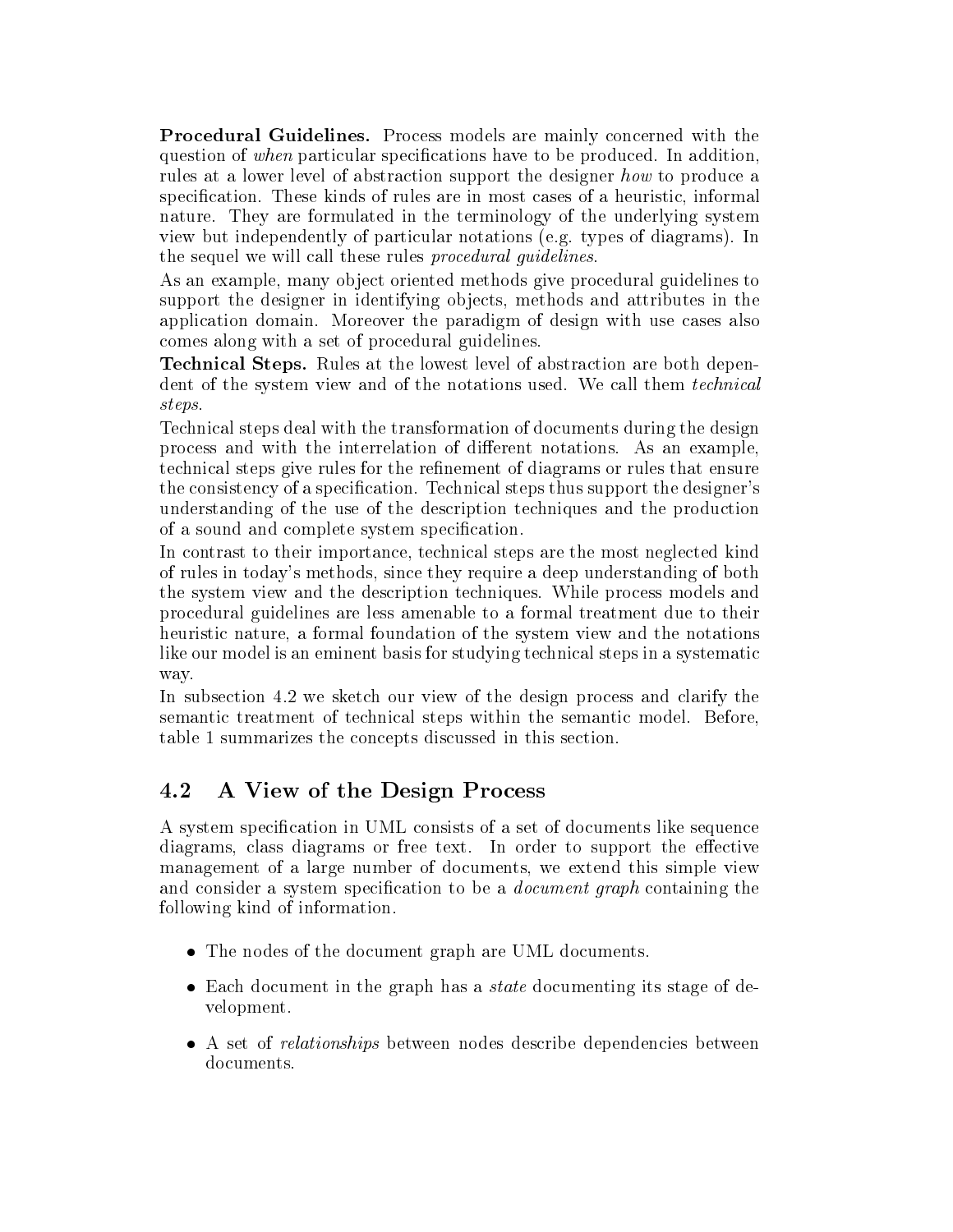**Procedural Guidelines.** Process models are mainly concerned with the question of *when* particular specifications have to be produced. In addition, rules at a lower level of abstraction support the designer *how* to produce a specification. These kinds of rules are in most cases of a heuristic, informal nature. They are formulated in the terminology of the underlying system view but independently of particular notations (e.g. types of diagrams). In the sequel we will call these rules *procedural guidelines*.

As an example, many object oriented methods give procedural guidelines to support the designer in identifying objects, methods and attributes in the application domain. Moreover the paradigm of design with use cases also comes along with a set of procedural guidelines.

**Technical Steps.** Rules at the lowest level of abstraction are both dependent of the system view and of the notations used. We call them *technical steps*.

Technical steps deal with the transformation of documents during the design process and with the interrelation of different notations. As an example, technical steps give rules for the refinement of diagrams or rules that ensure the consistency of a specification. Technical steps thus support the designer's understanding of the use of the description techniques and the production of a sound and complete system specification.

In contrast to their importance, technical steps are the most neglected kind of rules in today's methods, since they require a deep understanding of both the system view and the description techniques. While process models and procedural guidelines are less amenable to a formal treatment due to their heuristic nature, a formal foundation of the system view and the notations like our model is an eminent basis for studying technical steps in a systematic way.

In subsection 4.2 we sketch our view of the design process and clarify the semantic treatment of technical steps within the semantic model. Before, table 1 summarizes the concepts discussed in this section.

## 4.2 A View of the Design Process

A system specification in UML consists of a set of documents like sequence diagrams, class diagrams or free text. In order to support the effective management of a large number of documents, we extend this simple view and consider a system specification to be a *document graph* containing the following kind of information.

- The nodes of the document graph are UML documents.
- Each document in the graph has a *state* documenting its stage of development.
- A set of *relationships* between nodes describe dependencies between documents.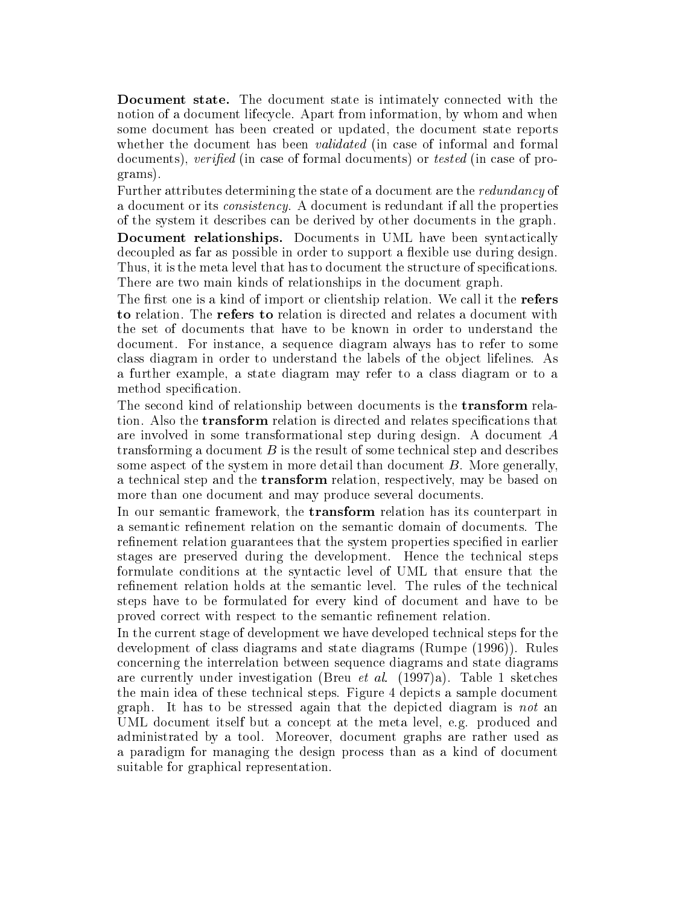**Document state.** The document state is intimately connected with the notion of a document lifecycle. Apart from information, by whom and when some document has been created or updated, the document state reports whether the document has been *validated* (in case of informal and formal documents), *verified* (in case of formal documents) or *tested* (in case of programs).

Further attributes determining the state of a document are the *redundancy* of a document or its *consistency*. A document is redundant if all the properties of the system it describes can be derived by other documents in the graph.

**Document relationships.** Documents in UML have been syntactically decoupled as far as possible in order to support a flexible use during design. Thus, it is the meta level that has to document the structure of specifications. There are two main kinds of relationships in the document graph.

The first one is a kind of import or clientship relation. We call it the **refers to** relation. The **refers to** relation is directed and relates a document with the set of documents that have to be known in order to understand the document. For instance, a sequence diagram always has to refer to some class diagram in order to understand the labels of the object lifelines. As a further example, a state diagram may refer to a class diagram or to a method specification.

The second kind of relationship between documents is the **transform** relation. Also the **transform** relation is directed and relates specifications that are involved in some transformational step during design. A document $A$ transforming a document $B$ is the result of some technical step and describes some aspect of the system in more detail than document $B$. More generally, a technical step and the **transform** relation, respectively, may be based on more than one document and may produce several documents.

In our semantic framework, the **transform** relation has its counterpart in a semantic refinement relation on the semantic domain of documents. The refinement relation guarantees that the system properties specified in earlier stages are preserved during the development. Hence the technical steps formulate conditions at the syntactic level of UML that ensure that the refinement relation holds at the semantic level. The rules of the technical steps have to be formulated for every kind of document and have to be proved correct with respect to the semantic refinement relation.

In the current stage of development we have developed technical steps for the development of class diagrams and state diagrams (Rumpe (1996)). Rules concerning the interrelation between sequence diagrams and state diagrams are currently under investigation (Breu *et al.* (1997)a). Table 1 sketches the main idea of these technical steps. Figure 4 depicts a sample document graph. It has to be stressed again that the depicted diagram is *not* an UML document itself but a concept at the meta level, e.g. produced and administrated by a tool. Moreover, document graphs are rather used as a paradigm for managing the design process than as a kind of document suitable for graphical representation.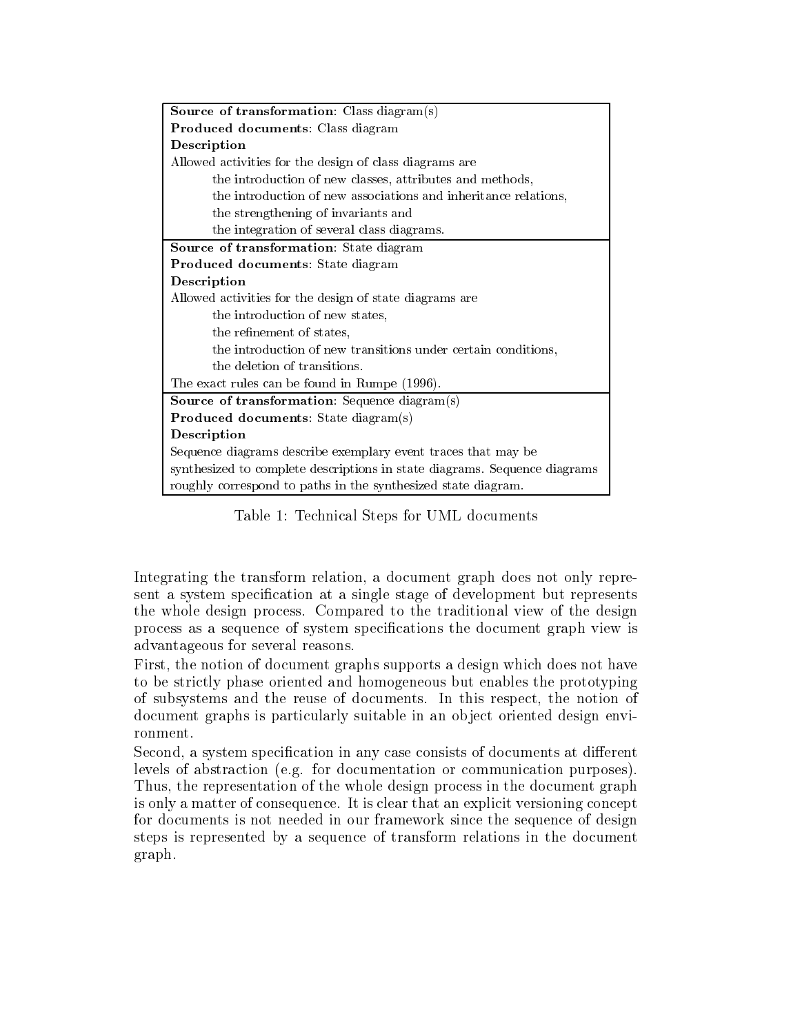| **Source of transformation**: Class diagram(s) |
|---|
| **Produced documents**: Class diagram |
| **Description** |
| Allowed activities for the design of class diagrams are |
| the introduction of new classes, attributes and methods, |
| the introduction of new associations and inheritance relations, |
| the strengthening of invariants and |
| the integration of several class diagrams. |
| **Source of transformation**: State diagram |
| **Produced documents**: State diagram |
| **Description** |
| Allowed activities for the design of state diagrams are |
| the introduction of new states, |
| the refinement of states, |
| the introduction of new transitions under certain conditions, |
| the deletion of transitions. |
| The exact rules can be found in Rumpe (1996). |
| **Source of transformation**: Sequence diagram(s) |
| **Produced documents**: State diagram(s) |
| **Description** |
| Sequence diagrams describe exemplary event traces that may be synthesized to complete descriptions in state diagrams. Sequence diagrams roughly correspond to paths in the synthesized state diagram. |

Table 1: Technical Steps for UML documents

Integrating the transform relation, a document graph does not only represent a system specification at a single stage of development but represents the whole design process. Compared to the traditional view of the design process as a sequence of system specifications the document graph view is advantageous for several reasons.

First, the notion of document graphs supports a design which does not have to be strictly phase oriented and homogeneous but enables the prototyping of subsystems and the reuse of documents. In this respect, the notion of document graphs is particularly suitable in an object oriented design environment.

Second, a system specification in any case consists of documents at different levels of abstraction (e.g. for documentation or communication purposes). Thus, the representation of the whole design process in the document graph is only a matter of consequence. It is clear that an explicit versioning concept for documents is not needed in our framework since the sequence of design steps is represented by a sequence of transform relations in the document graph.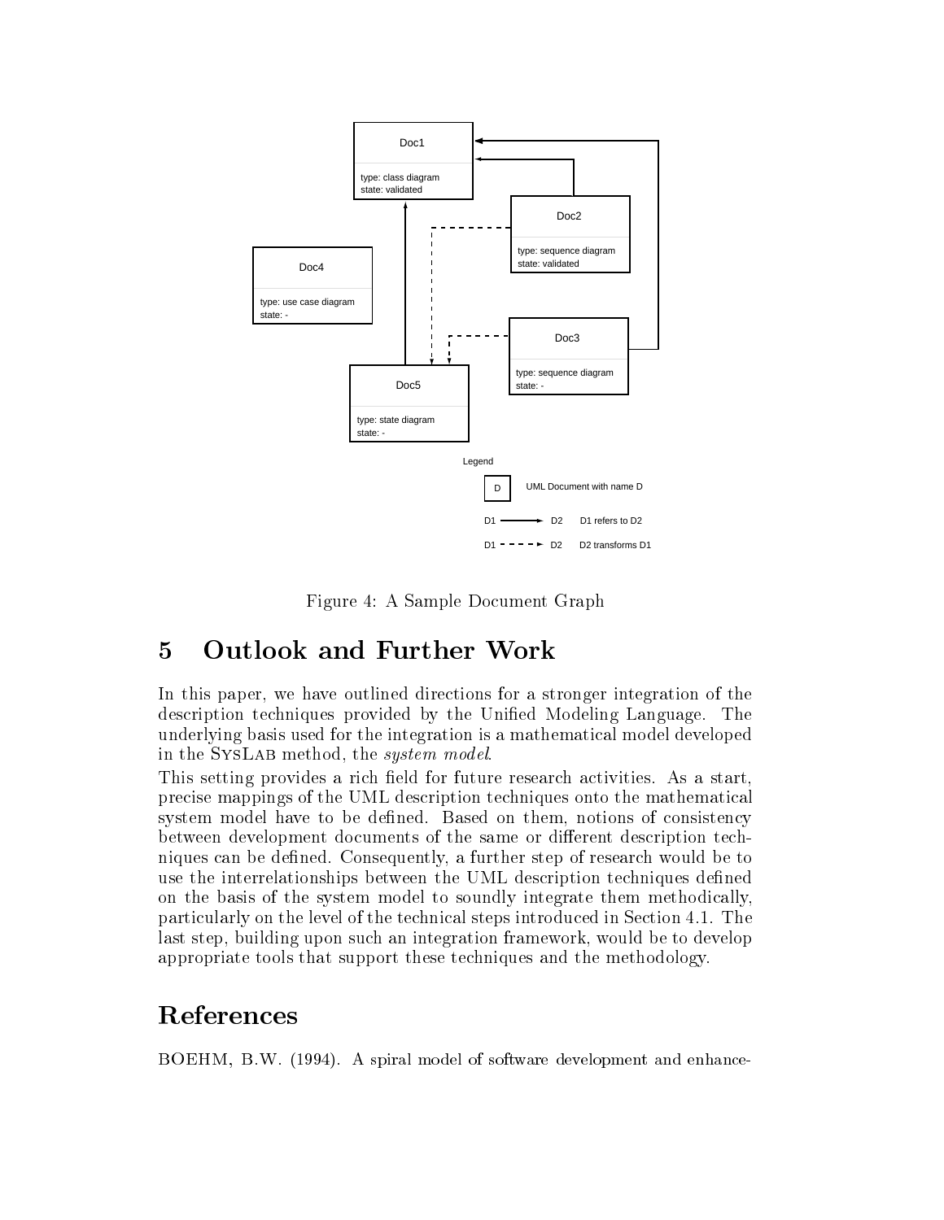Figure 4: A Sample Document Graph

## 5 Outlook and Further Work

In this paper, we have outlined directions for a stronger integration of the description techniques provided by the Unified Modeling Language. The underlying basis used for the integration is a mathematical model developed in the SysLab method, the *system model*.

This setting provides a rich field for future research activities. As a start, precise mappings of the UML description techniques onto the mathematical system model have to be defined. Based on them, notions of consistency between development documents of the same or different description techniques can be defined. Consequently, a further step of research would be to use the interrelationships between the UML description techniques defined on the basis of the system model to soundly integrate them methodically, particularly on the level of the technical steps introduced in Section 4.1. The last step, building upon such an integration framework, would be to develop appropriate tools that support these techniques and the methodology.

## References

BOEHM, B.W. (1994). A spiral model of software development and enhance-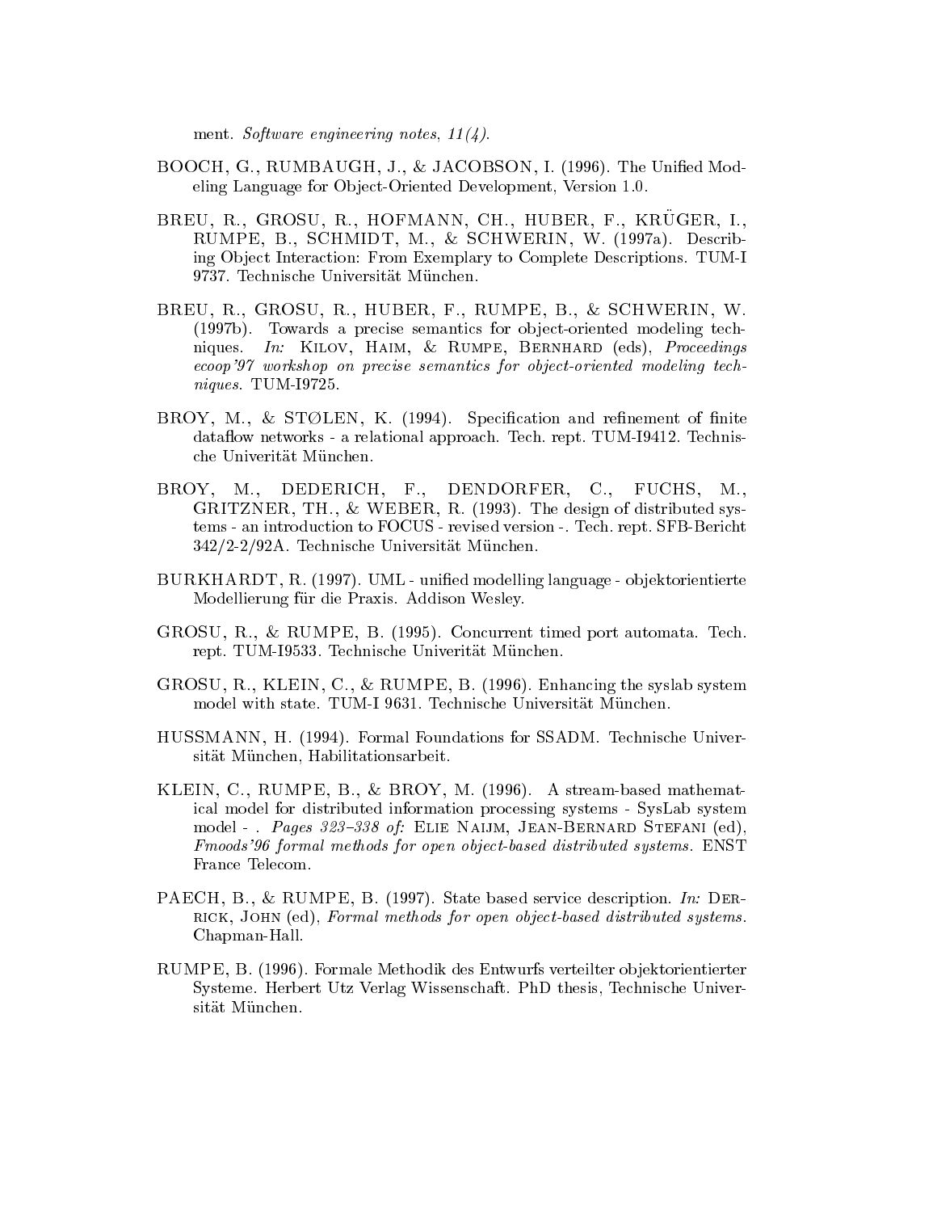ment. *Software engineering notes, 11(4).*

BOOCH, G., RUMBAUGH, J., & JACOBSON, I. (1996). The Unified Modeling Language for Object-Oriented Development, Version 1.0.

BREU, R., GROSU, R., HOFMANN, CH., HUBER, F., KRÜGER, I., RUMPE, B., SCHMIDT, M., & SCHWERIN, W. (1997a). Describing Object Interaction: From Exemplary to Complete Descriptions. TUM-I 9737. Technische Universität München.

BREU, R., GROSU, R., HUBER, F., RUMPE, B., & SCHWERIN, W. (1997b). Towards a precise semantics for object-oriented modeling techniques. *In:* Kilov, Haim, & Rumpe, Bernhard (eds), *Proceedings ecoop'97 workshop on precise semantics for object-oriented modeling techniques.* TUM-I9725.

BROY, M., & STØLEN, K. (1994). Specification and refinement of finite dataflow networks - a relational approach. Tech. rept. TUM-I9412. Technische Univerität München.

BROY, M., DEDERICH, F., DENDORFER, C., FUCHS, M., GRITZNER, TH., & WEBER, R. (1993). The design of distributed systems - an introduction to FOCUS - revised version -. Tech. rept. SFB-Bericht 342/2-2/92A. Technische Universität München.

BURKHARDT, R. (1997). UML - unified modelling language - objektorientierte Modellierung für die Praxis. Addison Wesley.

GROSU, R., & RUMPE, B. (1995). Concurrent timed port automata. Tech. rept. TUM-I9533. Technische Univerität München.

GROSU, R., KLEIN, C., & RUMPE, B. (1996). Enhancing the syslab system model with state. TUM-I 9631. Technische Universität München.

HUSSMANN, H. (1994). Formal Foundations for SSADM. Technische Universität München, Habilitationsarbeit.

KLEIN, C., RUMPE, B., & BROY, M. (1996). A stream-based mathematical model for distributed information processing systems - SysLab system model - . *Pages 323–338 of:* Elie Naijm, Jean-Bernard Stefani (ed), *Fmoods'96 formal methods for open object-based distributed systems.* ENST France Telecom.

PAECH, B., & RUMPE, B. (1997). State based service description. *In:* Derrick, John (ed), *Formal methods for open object-based distributed systems.* Chapman-Hall.

RUMPE, B. (1996). Formale Methodik des Entwurfs verteilter objektorientierter Systeme. Herbert Utz Verlag Wissenschaft. PhD thesis, Technische Universität München.